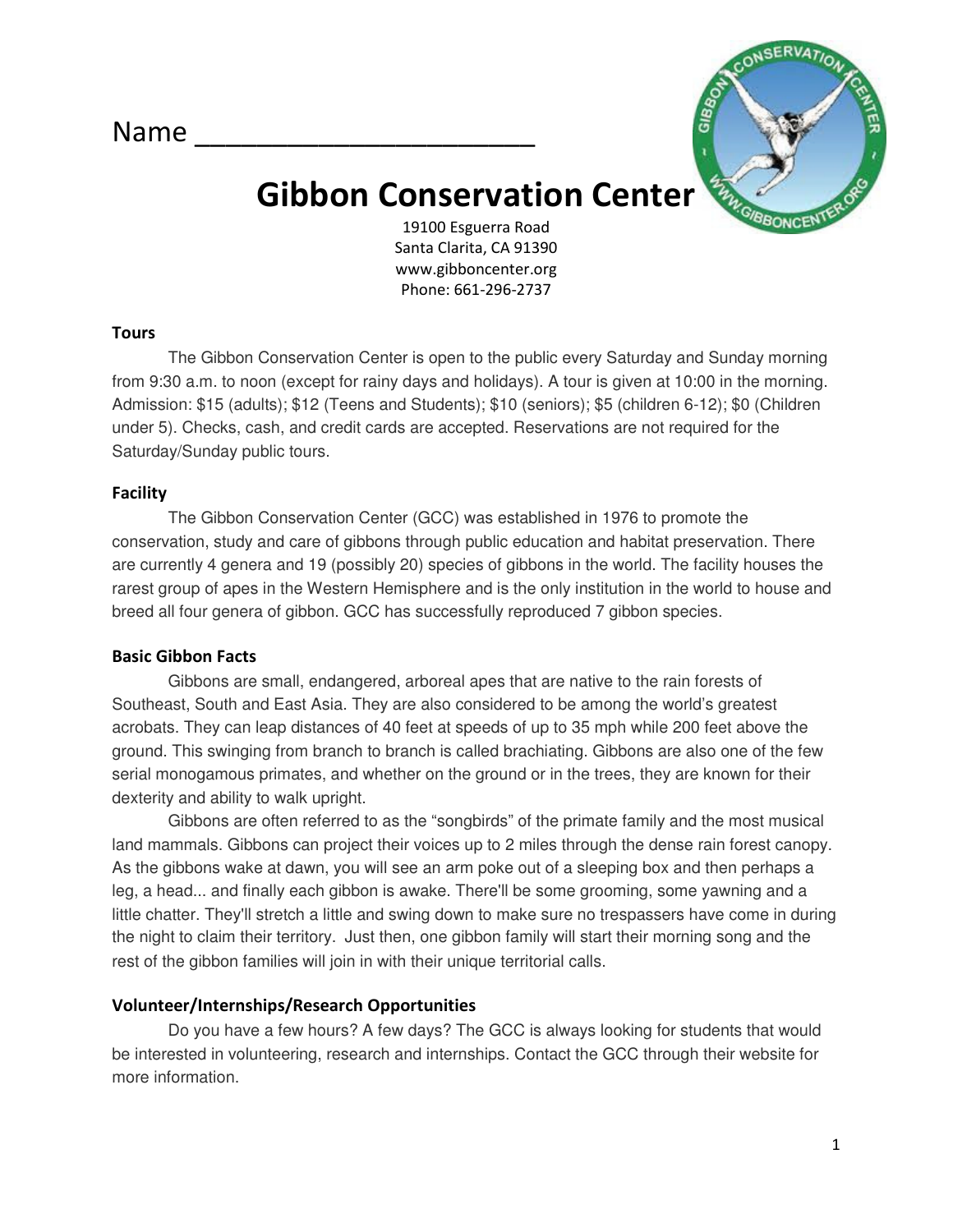Name ______________________

# Gibbon Conservation Center

19100 Esguerra Road
Santa Clarita, CA 91390
www.gibboncenter.org
Phone: 661-296-2737

### Tours

The Gibbon Conservation Center is open to the public every Saturday and Sunday morning from 9:30 a.m. to noon (except for rainy days and holidays). A tour is given at 10:00 in the morning. Admission: $15 (adults); $12 (Teens and Students); $10 (seniors); $5 (children 6-12); $0 (Children under 5). Checks, cash, and credit cards are accepted. Reservations are not required for the Saturday/Sunday public tours.

### Facility

The Gibbon Conservation Center (GCC) was established in 1976 to promote the conservation, study and care of gibbons through public education and habitat preservation. There are currently 4 genera and 19 (possibly 20) species of gibbons in the world. The facility houses the rarest group of apes in the Western Hemisphere and is the only institution in the world to house and breed all four genera of gibbon. GCC has successfully reproduced 7 gibbon species.

### Basic Gibbon Facts

Gibbons are small, endangered, arboreal apes that are native to the rain forests of Southeast, South and East Asia. They are also considered to be among the world's greatest acrobats. They can leap distances of 40 feet at speeds of up to 35 mph while 200 feet above the ground. This swinging from branch to branch is called brachiating. Gibbons are also one of the few serial monogamous primates, and whether on the ground or in the trees, they are known for their dexterity and ability to walk upright.

Gibbons are often referred to as the "songbirds" of the primate family and the most musical land mammals. Gibbons can project their voices up to 2 miles through the dense rain forest canopy. As the gibbons wake at dawn, you will see an arm poke out of a sleeping box and then perhaps a leg, a head... and finally each gibbon is awake. There'll be some grooming, some yawning and a little chatter. They'll stretch a little and swing down to make sure no trespassers have come in during the night to claim their territory. Just then, one gibbon family will start their morning song and the rest of the gibbon families will join in with their unique territorial calls.

### Volunteer/Internships/Research Opportunities

Do you have a few hours? A few days? The GCC is always looking for students that would be interested in volunteering, research and internships. Contact the GCC through their website for more information.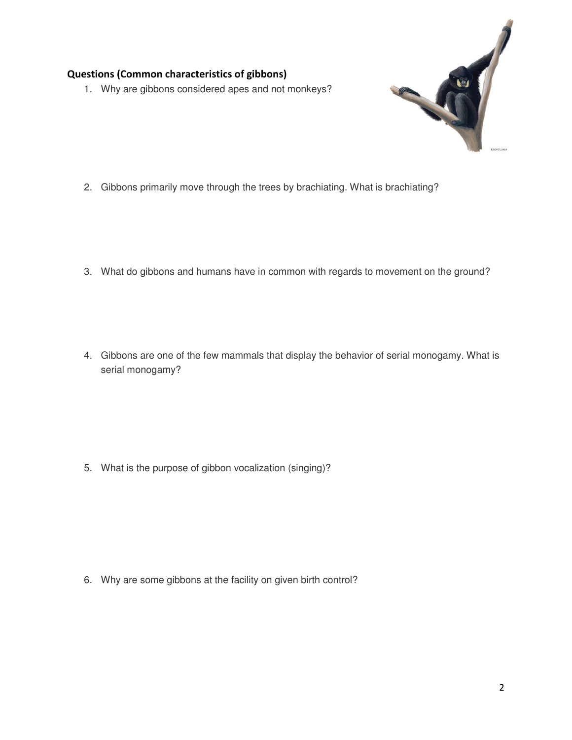**Questions (Common characteristics of gibbons)**

1. Why are gibbons considered apes and not monkeys?

2. Gibbons primarily move through the trees by brachiating. What is brachiating?

3. What do gibbons and humans have in common with regards to movement on the ground?

4. Gibbons are one of the few mammals that display the behavior of serial monogamy. What is serial monogamy?

5. What is the purpose of gibbon vocalization (singing)?

6. Why are some gibbons at the facility on given birth control?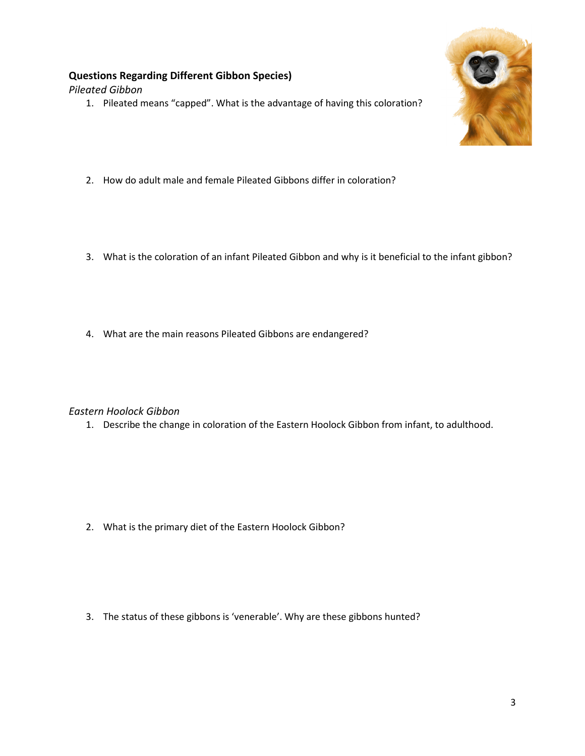**Questions Regarding Different Gibbon Species)**

*Pileated Gibbon*

1. Pileated means “capped”. What is the advantage of having this coloration?

2. How do adult male and female Pileated Gibbons differ in coloration?

3. What is the coloration of an infant Pileated Gibbon and why is it beneficial to the infant gibbon?

4. What are the main reasons Pileated Gibbons are endangered?

*Eastern Hoolock Gibbon*

1. Describe the change in coloration of the Eastern Hoolock Gibbon from infant, to adulthood.

2. What is the primary diet of the Eastern Hoolock Gibbon?

3. The status of these gibbons is ‘venerable’. Why are these gibbons hunted?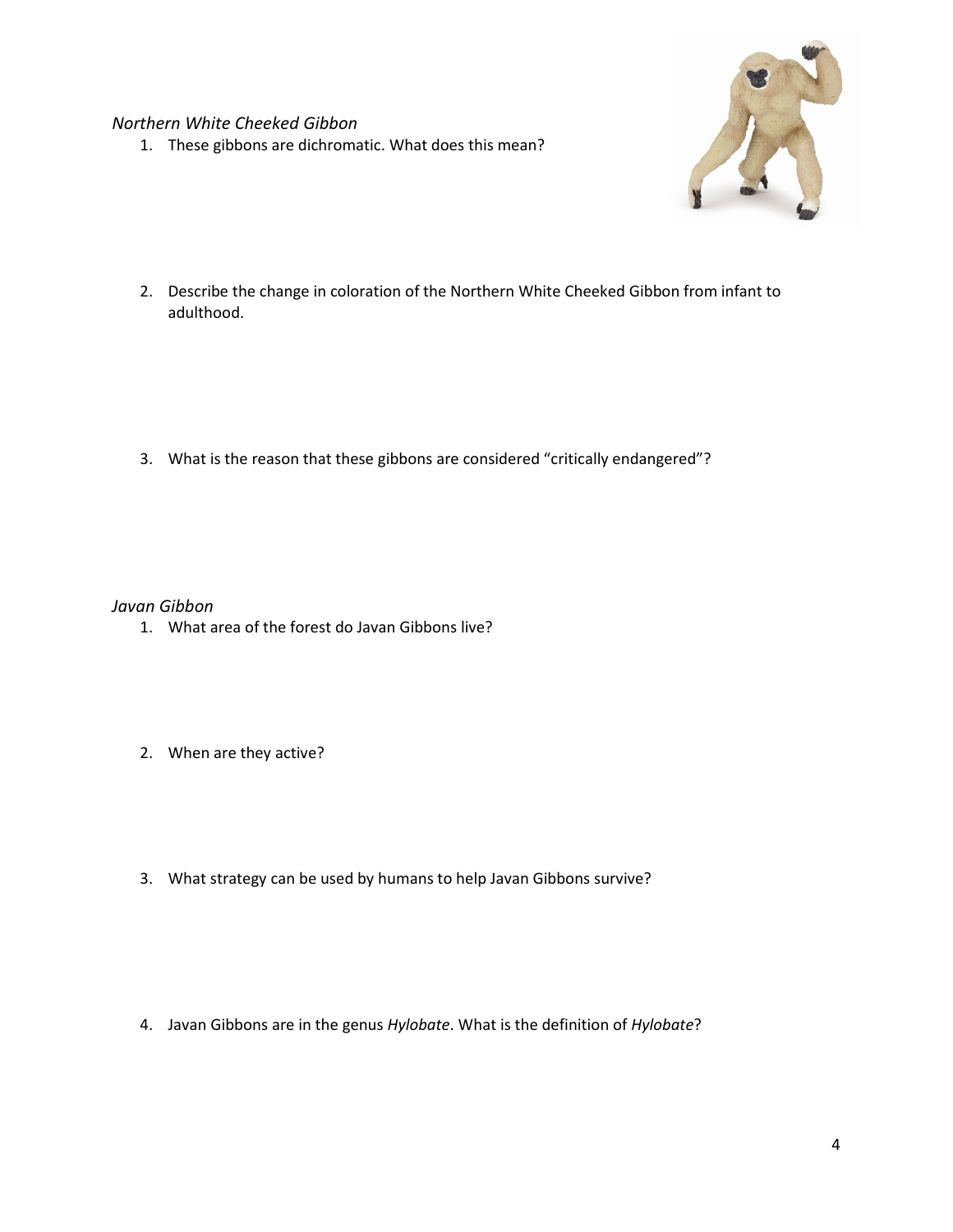*Northern White Cheeked Gibbon*

1. These gibbons are dichromatic. What does this mean?

2. Describe the change in coloration of the Northern White Cheeked Gibbon from infant to adulthood.

3. What is the reason that these gibbons are considered “critically endangered”?

*Javan Gibbon*

1. What area of the forest do Javan Gibbons live?

2. When are they active?

3. What strategy can be used by humans to help Javan Gibbons survive?

4. Javan Gibbons are in the genus *Hylobate*. What is the definition of *Hylobate*?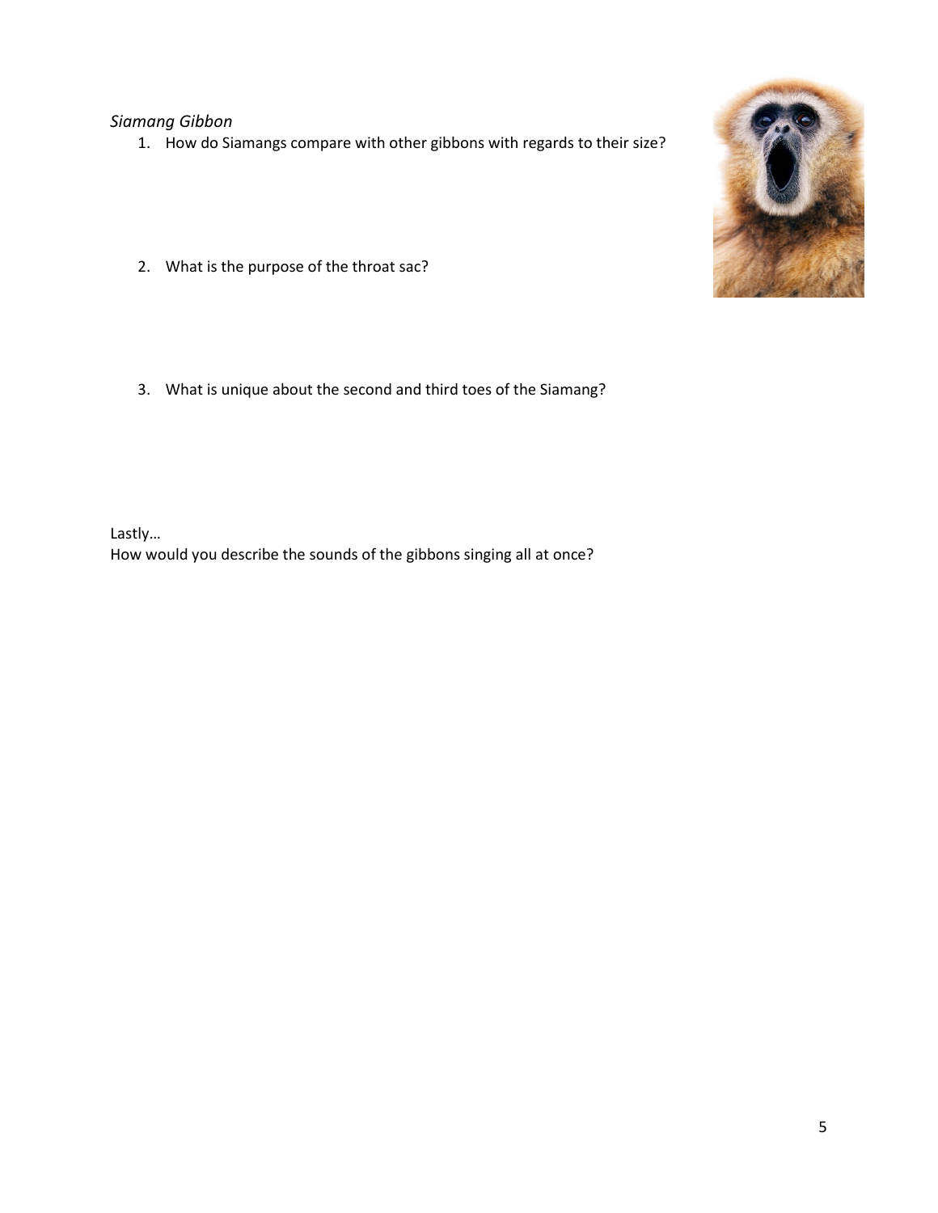*Siamang Gibbon*

1. How do Siamangs compare with other gibbons with regards to their size?

2. What is the purpose of the throat sac?

3. What is unique about the second and third toes of the Siamang?

Lastly…

How would you describe the sounds of the gibbons singing all at once?